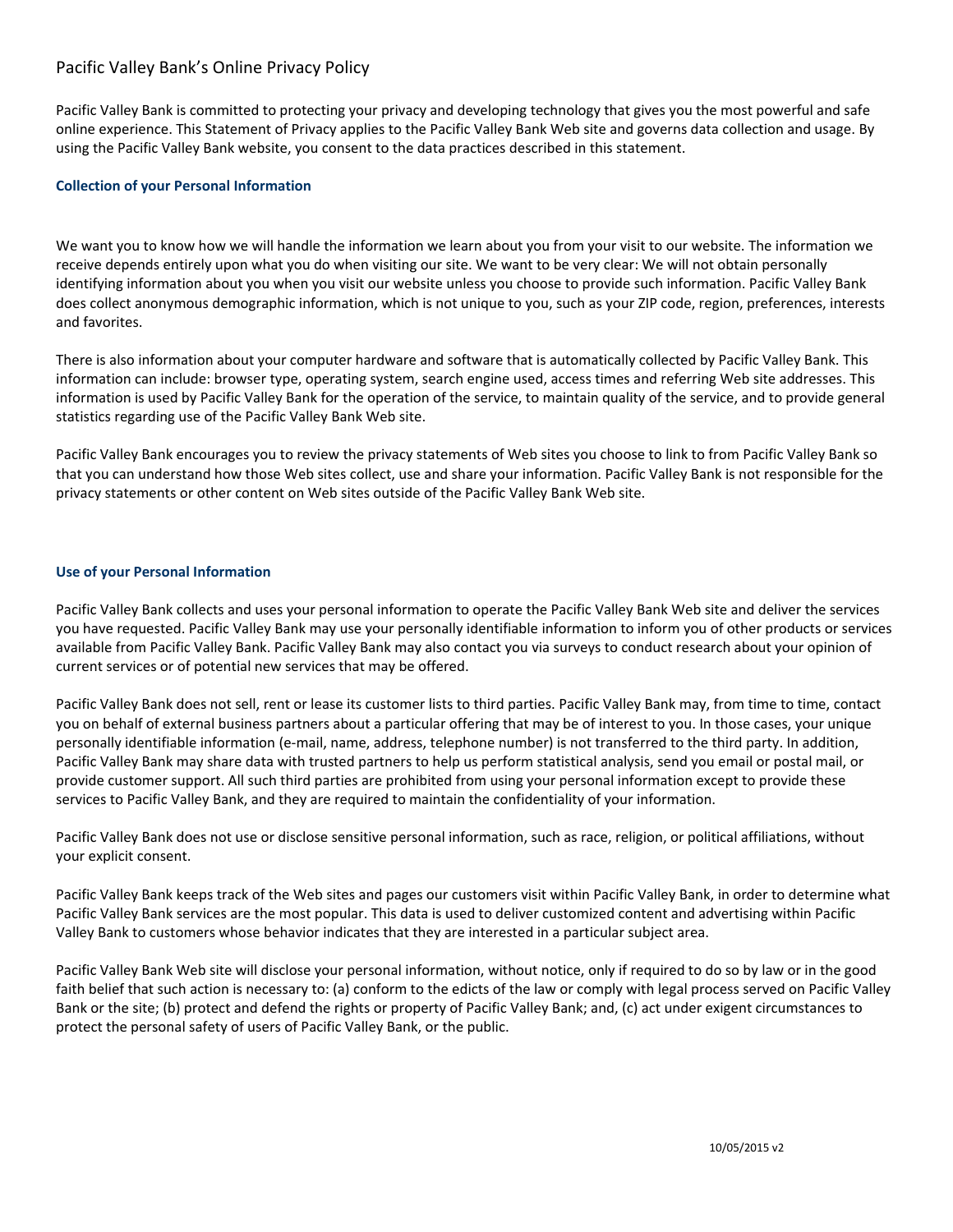# Pacific Valley Bank's Online Privacy Policy

Pacific Valley Bank is committed to protecting your privacy and developing technology that gives you the most powerful and safe online experience. This Statement of Privacy applies to the Pacific Valley Bank Web site and governs data collection and usage. By using the Pacific Valley Bank website, you consent to the data practices described in this statement.

## Collection of your Personal Information

We want you to know how we will handle the information we learn about you from your visit to our website. The information we receive depends entirely upon what you do when visiting our site. We want to be very clear: We will not obtain personally identifying information about you when you visit our website unless you choose to provide such information. Pacific Valley Bank does collect anonymous demographic information, which is not unique to you, such as your ZIP code, region, preferences, interests and favorites.

There is also information about your computer hardware and software that is automatically collected by Pacific Valley Bank. This information can include: browser type, operating system, search engine used, access times and referring Web site addresses. This information is used by Pacific Valley Bank for the operation of the service, to maintain quality of the service, and to provide general statistics regarding use of the Pacific Valley Bank Web site.

Pacific Valley Bank encourages you to review the privacy statements of Web sites you choose to link to from Pacific Valley Bank so that you can understand how those Web sites collect, use and share your information. Pacific Valley Bank is not responsible for the privacy statements or other content on Web sites outside of the Pacific Valley Bank Web site.

## Use of your Personal Information

Pacific Valley Bank collects and uses your personal information to operate the Pacific Valley Bank Web site and deliver the services you have requested. Pacific Valley Bank may use your personally identifiable information to inform you of other products or services available from Pacific Valley Bank. Pacific Valley Bank may also contact you via surveys to conduct research about your opinion of current services or of potential new services that may be offered.

Pacific Valley Bank does not sell, rent or lease its customer lists to third parties. Pacific Valley Bank may, from time to time, contact you on behalf of external business partners about a particular offering that may be of interest to you. In those cases, your unique personally identifiable information (e-mail, name, address, telephone number) is not transferred to the third party. In addition, Pacific Valley Bank may share data with trusted partners to help us perform statistical analysis, send you email or postal mail, or provide customer support. All such third parties are prohibited from using your personal information except to provide these services to Pacific Valley Bank, and they are required to maintain the confidentiality of your information.

Pacific Valley Bank does not use or disclose sensitive personal information, such as race, religion, or political affiliations, without your explicit consent.

Pacific Valley Bank keeps track of the Web sites and pages our customers visit within Pacific Valley Bank, in order to determine what Pacific Valley Bank services are the most popular. This data is used to deliver customized content and advertising within Pacific Valley Bank to customers whose behavior indicates that they are interested in a particular subject area.

Pacific Valley Bank Web site will disclose your personal information, without notice, only if required to do so by law or in the good faith belief that such action is necessary to: (a) conform to the edicts of the law or comply with legal process served on Pacific Valley Bank or the site; (b) protect and defend the rights or property of Pacific Valley Bank; and, (c) act under exigent circumstances to protect the personal safety of users of Pacific Valley Bank, or the public.

10/05/2015 v2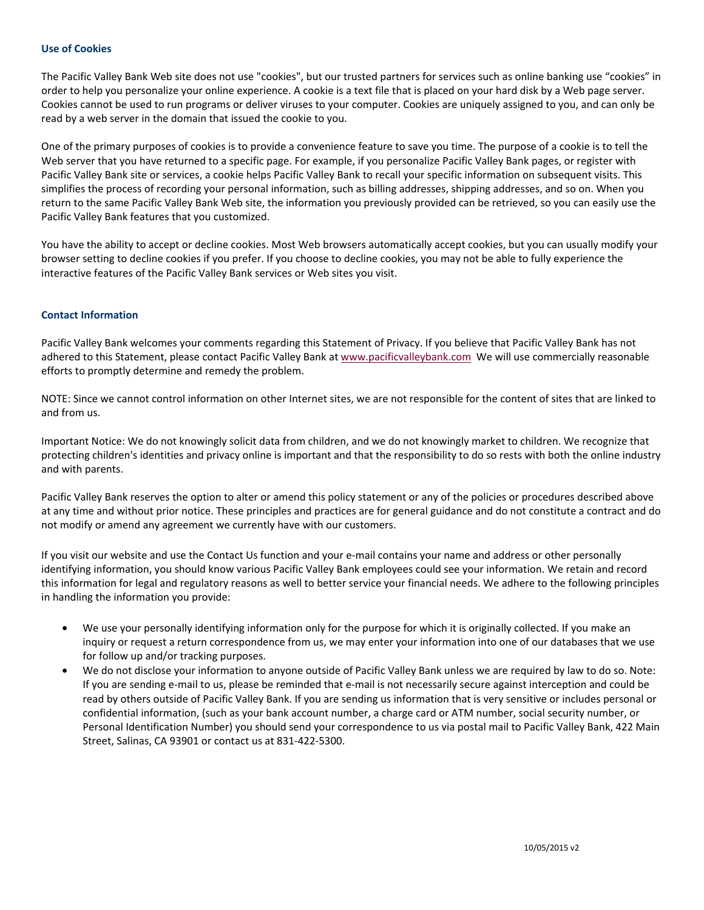### Use of Cookies

The Pacific Valley Bank Web site does not use "cookies", but our trusted partners for services such as online banking use “cookies” in order to help you personalize your online experience. A cookie is a text file that is placed on your hard disk by a Web page server. Cookies cannot be used to run programs or deliver viruses to your computer. Cookies are uniquely assigned to you, and can only be read by a web server in the domain that issued the cookie to you.

One of the primary purposes of cookies is to provide a convenience feature to save you time. The purpose of a cookie is to tell the Web server that you have returned to a specific page. For example, if you personalize Pacific Valley Bank pages, or register with Pacific Valley Bank site or services, a cookie helps Pacific Valley Bank to recall your specific information on subsequent visits. This simplifies the process of recording your personal information, such as billing addresses, shipping addresses, and so on. When you return to the same Pacific Valley Bank Web site, the information you previously provided can be retrieved, so you can easily use the Pacific Valley Bank features that you customized.

You have the ability to accept or decline cookies. Most Web browsers automatically accept cookies, but you can usually modify your browser setting to decline cookies if you prefer. If you choose to decline cookies, you may not be able to fully experience the interactive features of the Pacific Valley Bank services or Web sites you visit.

### Contact Information

Pacific Valley Bank welcomes your comments regarding this Statement of Privacy. If you believe that Pacific Valley Bank has not adhered to this Statement, please contact Pacific Valley Bank at [www.pacificvalleybank.com](http://www.pacificvalleybank.com) We will use commercially reasonable efforts to promptly determine and remedy the problem.

NOTE: Since we cannot control information on other Internet sites, we are not responsible for the content of sites that are linked to and from us.

Important Notice: We do not knowingly solicit data from children, and we do not knowingly market to children. We recognize that protecting children's identities and privacy online is important and that the responsibility to do so rests with both the online industry and with parents.

Pacific Valley Bank reserves the option to alter or amend this policy statement or any of the policies or procedures described above at any time and without prior notice. These principles and practices are for general guidance and do not constitute a contract and do not modify or amend any agreement we currently have with our customers.

If you visit our website and use the Contact Us function and your e-mail contains your name and address or other personally identifying information, you should know various Pacific Valley Bank employees could see your information. We retain and record this information for legal and regulatory reasons as well to better service your financial needs. We adhere to the following principles in handling the information you provide:

- We use your personally identifying information only for the purpose for which it is originally collected. If you make an inquiry or request a return correspondence from us, we may enter your information into one of our databases that we use for follow up and/or tracking purposes.
- We do not disclose your information to anyone outside of Pacific Valley Bank unless we are required by law to do so. Note: If you are sending e-mail to us, please be reminded that e-mail is not necessarily secure against interception and could be read by others outside of Pacific Valley Bank. If you are sending us information that is very sensitive or includes personal or confidential information, (such as your bank account number, a charge card or ATM number, social security number, or Personal Identification Number) you should send your correspondence to us via postal mail to Pacific Valley Bank, 422 Main Street, Salinas, CA 93901 or contact us at 831-422-5300.

10/05/2015 v2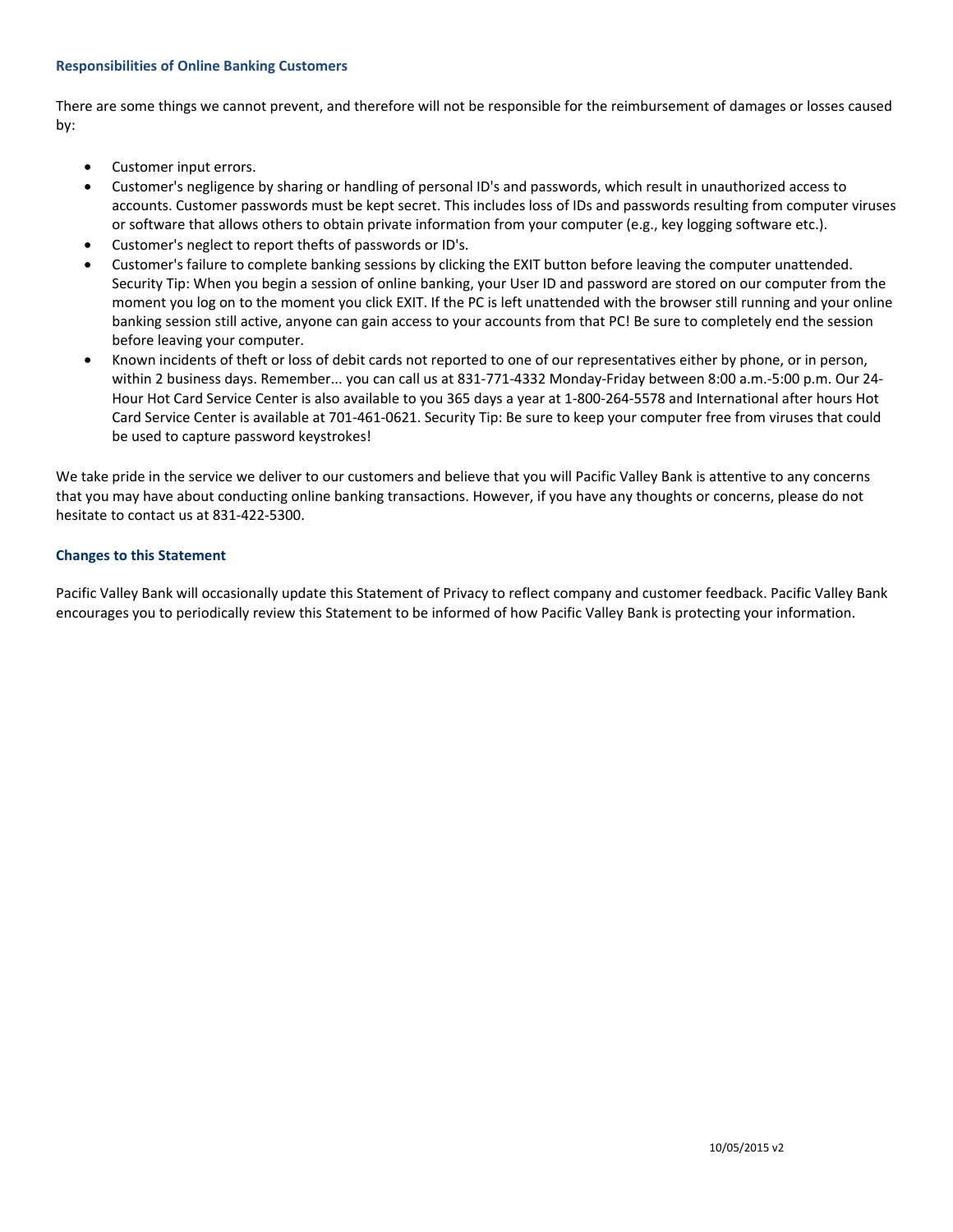### Responsibilities of Online Banking Customers

There are some things we cannot prevent, and therefore will not be responsible for the reimbursement of damages or losses caused by:

- Customer input errors.
- Customer's negligence by sharing or handling of personal ID's and passwords, which result in unauthorized access to accounts. Customer passwords must be kept secret. This includes loss of IDs and passwords resulting from computer viruses or software that allows others to obtain private information from your computer (e.g., key logging software etc.).
- Customer's neglect to report thefts of passwords or ID's.
- Customer's failure to complete banking sessions by clicking the EXIT button before leaving the computer unattended. Security Tip: When you begin a session of online banking, your User ID and password are stored on our computer from the moment you log on to the moment you click EXIT. If the PC is left unattended with the browser still running and your online banking session still active, anyone can gain access to your accounts from that PC! Be sure to completely end the session before leaving your computer.
- Known incidents of theft or loss of debit cards not reported to one of our representatives either by phone, or in person, within 2 business days. Remember... you can call us at 831-771-4332 Monday-Friday between 8:00 a.m.-5:00 p.m. Our 24-Hour Hot Card Service Center is also available to you 365 days a year at 1-800-264-5578 and International after hours Hot Card Service Center is available at 701-461-0621. Security Tip: Be sure to keep your computer free from viruses that could be used to capture password keystrokes!

We take pride in the service we deliver to our customers and believe that you will Pacific Valley Bank is attentive to any concerns that you may have about conducting online banking transactions. However, if you have any thoughts or concerns, please do not hesitate to contact us at 831-422-5300.

### Changes to this Statement

Pacific Valley Bank will occasionally update this Statement of Privacy to reflect company and customer feedback. Pacific Valley Bank encourages you to periodically review this Statement to be informed of how Pacific Valley Bank is protecting your information.

10/05/2015 v2